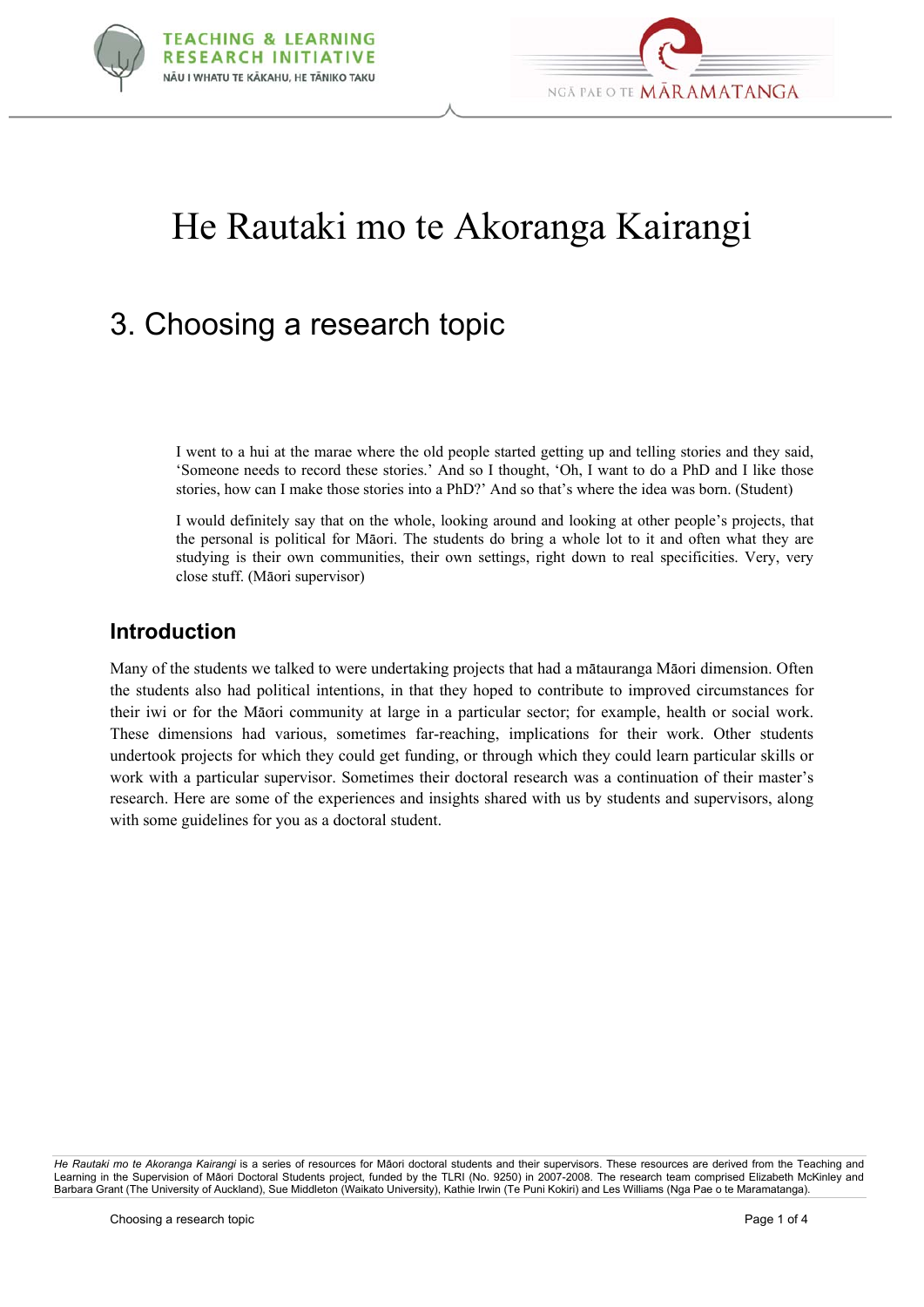# He Rautaki mo te Akoranga Kairangi

## 3. Choosing a research topic

> I went to a hui at the marae where the old people started getting up and telling stories and they said, 'Someone needs to record these stories.' And so I thought, 'Oh, I want to do a PhD and I like those stories, how can I make those stories into a PhD?' And so that's where the idea was born. (Student)

> I would definitely say that on the whole, looking around and looking at other people's projects, that the personal is political for Māori. The students do bring a whole lot to it and often what they are studying is their own communities, their own settings, right down to real specificities. Very, very close stuff. (Māori supervisor)

### Introduction

Many of the students we talked to were undertaking projects that had a mātauranga Māori dimension. Often the students also had political intentions, in that they hoped to contribute to improved circumstances for their iwi or for the Māori community at large in a particular sector; for example, health or social work. These dimensions had various, sometimes far-reaching, implications for their work. Other students undertook projects for which they could get funding, or through which they could learn particular skills or work with a particular supervisor. Sometimes their doctoral research was a continuation of their master's research. Here are some of the experiences and insights shared with us by students and supervisors, along with some guidelines for you as a doctoral student.

*He Rautaki mo te Akoranga Kairangi* is a series of resources for Māori doctoral students and their supervisors. These resources are derived from the Teaching and Learning in the Supervision of Māori Doctoral Students project, funded by the TLRI (No. 9250) in 2007-2008. The research team comprised Elizabeth McKinley and Barbara Grant (The University of Auckland), Sue Middleton (Waikato University), Kathie Irwin (Te Puni Kokiri) and Les Williams (Nga Pae o te Maramatanga).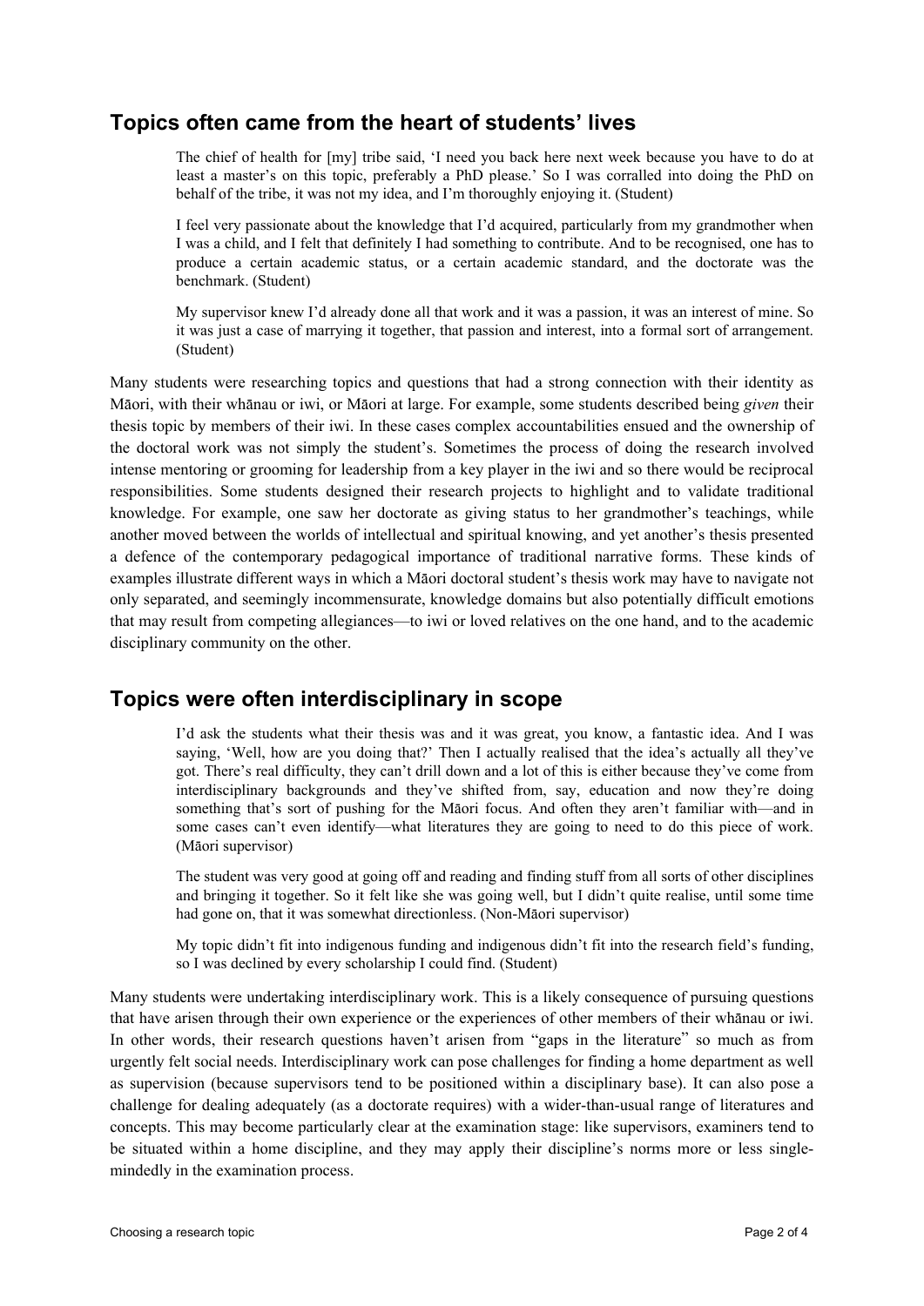## Topics often came from the heart of students' lives

> The chief of health for [my] tribe said, 'I need you back here next week because you have to do at least a master's on this topic, preferably a PhD please.' So I was corralled into doing the PhD on behalf of the tribe, it was not my idea, and I'm thoroughly enjoying it. (Student)

> I feel very passionate about the knowledge that I'd acquired, particularly from my grandmother when I was a child, and I felt that definitely I had something to contribute. And to be recognised, one has to produce a certain academic status, or a certain academic standard, and the doctorate was the benchmark. (Student)

> My supervisor knew I'd already done all that work and it was a passion, it was an interest of mine. So it was just a case of marrying it together, that passion and interest, into a formal sort of arrangement. (Student)

Many students were researching topics and questions that had a strong connection with their identity as Māori, with their whānau or iwi, or Māori at large. For example, some students described being *given* their thesis topic by members of their iwi. In these cases complex accountabilities ensued and the ownership of the doctoral work was not simply the student's. Sometimes the process of doing the research involved intense mentoring or grooming for leadership from a key player in the iwi and so there would be reciprocal responsibilities. Some students designed their research projects to highlight and to validate traditional knowledge. For example, one saw her doctorate as giving status to her grandmother's teachings, while another moved between the worlds of intellectual and spiritual knowing, and yet another's thesis presented a defence of the contemporary pedagogical importance of traditional narrative forms. These kinds of examples illustrate different ways in which a Māori doctoral student's thesis work may have to navigate not only separated, and seemingly incommensurate, knowledge domains but also potentially difficult emotions that may result from competing allegiances—to iwi or loved relatives on the one hand, and to the academic disciplinary community on the other.

## Topics were often interdisciplinary in scope

> I'd ask the students what their thesis was and it was great, you know, a fantastic idea. And I was saying, 'Well, how are you doing that?' Then I actually realised that the idea's actually all they've got. There's real difficulty, they can't drill down and a lot of this is either because they've come from interdisciplinary backgrounds and they've shifted from, say, education and now they're doing something that's sort of pushing for the Māori focus. And often they aren't familiar with—and in some cases can't even identify—what literatures they are going to need to do this piece of work. (Māori supervisor)

> The student was very good at going off and reading and finding stuff from all sorts of other disciplines and bringing it together. So it felt like she was going well, but I didn't quite realise, until some time had gone on, that it was somewhat directionless. (Non-Māori supervisor)

> My topic didn't fit into indigenous funding and indigenous didn't fit into the research field's funding, so I was declined by every scholarship I could find. (Student)

Many students were undertaking interdisciplinary work. This is a likely consequence of pursuing questions that have arisen through their own experience or the experiences of other members of their whānau or iwi. In other words, their research questions haven't arisen from "gaps in the literature" so much as from urgently felt social needs. Interdisciplinary work can pose challenges for finding a home department as well as supervision (because supervisors tend to be positioned within a disciplinary base). It can also pose a challenge for dealing adequately (as a doctorate requires) with a wider-than-usual range of literatures and concepts. This may become particularly clear at the examination stage: like supervisors, examiners tend to be situated within a home discipline, and they may apply their discipline's norms more or less single-mindedly in the examination process.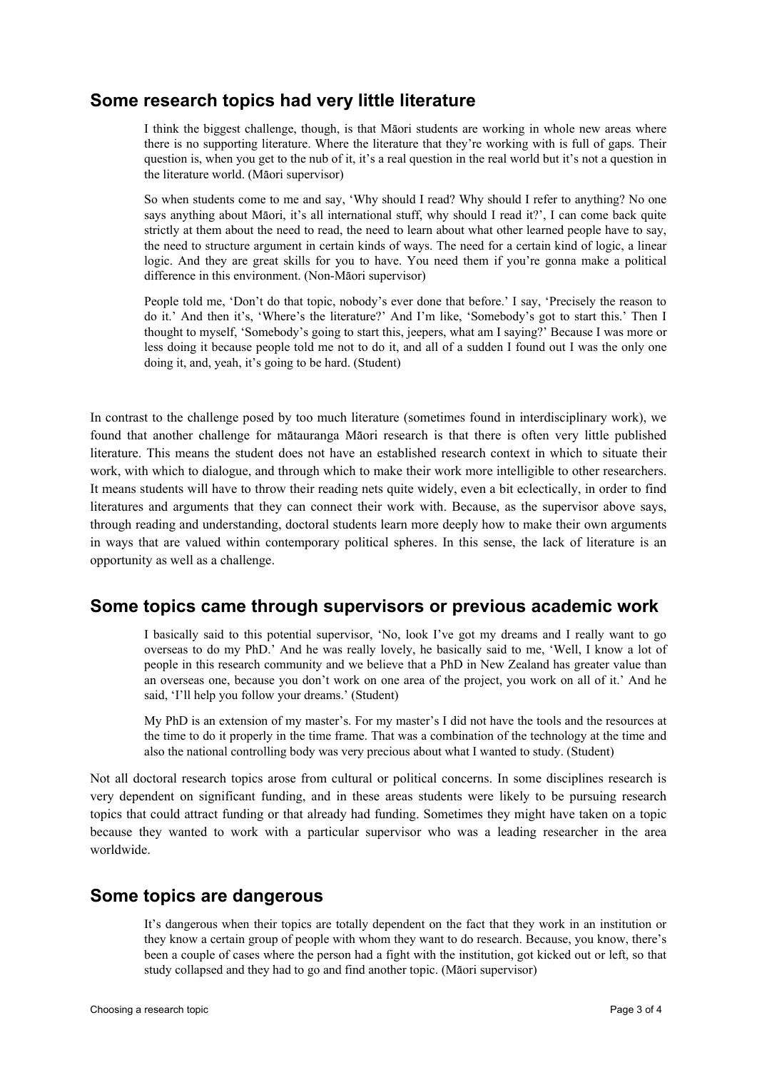## Some research topics had very little literature

> I think the biggest challenge, though, is that Māori students are working in whole new areas where there is no supporting literature. Where the literature that they're working with is full of gaps. Their question is, when you get to the nub of it, it's a real question in the real world but it's not a question in the literature world. (Māori supervisor)

> So when students come to me and say, 'Why should I read? Why should I refer to anything? No one says anything about Māori, it's all international stuff, why should I read it?', I can come back quite strictly at them about the need to read, the need to learn about what other learned people have to say, the need to structure argument in certain kinds of ways. The need for a certain kind of logic, a linear logic. And they are great skills for you to have. You need them if you're gonna make a political difference in this environment. (Non-Māori supervisor)

> People told me, 'Don't do that topic, nobody's ever done that before.' I say, 'Precisely the reason to do it.' And then it's, 'Where's the literature?' And I'm like, 'Somebody's got to start this.' Then I thought to myself, 'Somebody's going to start this, jeepers, what am I saying?' Because I was more or less doing it because people told me not to do it, and all of a sudden I found out I was the only one doing it, and, yeah, it's going to be hard. (Student)

In contrast to the challenge posed by too much literature (sometimes found in interdisciplinary work), we found that another challenge for mātauranga Māori research is that there is often very little published literature. This means the student does not have an established research context in which to situate their work, with which to dialogue, and through which to make their work more intelligible to other researchers. It means students will have to throw their reading nets quite widely, even a bit eclectically, in order to find literatures and arguments that they can connect their work with. Because, as the supervisor above says, through reading and understanding, doctoral students learn more deeply how to make their own arguments in ways that are valued within contemporary political spheres. In this sense, the lack of literature is an opportunity as well as a challenge.

## Some topics came through supervisors or previous academic work

> I basically said to this potential supervisor, 'No, look I've got my dreams and I really want to go overseas to do my PhD.' And he was really lovely, he basically said to me, 'Well, I know a lot of people in this research community and we believe that a PhD in New Zealand has greater value than an overseas one, because you don't work on one area of the project, you work on all of it.' And he said, 'I'll help you follow your dreams.' (Student)

> My PhD is an extension of my master's. For my master's I did not have the tools and the resources at the time to do it properly in the time frame. That was a combination of the technology at the time and also the national controlling body was very precious about what I wanted to study. (Student)

Not all doctoral research topics arose from cultural or political concerns. In some disciplines research is very dependent on significant funding, and in these areas students were likely to be pursuing research topics that could attract funding or that already had funding. Sometimes they might have taken on a topic because they wanted to work with a particular supervisor who was a leading researcher in the area worldwide.

## Some topics are dangerous

> It's dangerous when their topics are totally dependent on the fact that they work in an institution or they know a certain group of people with whom they want to do research. Because, you know, there's been a couple of cases where the person had a fight with the institution, got kicked out or left, so that study collapsed and they had to go and find another topic. (Māori supervisor)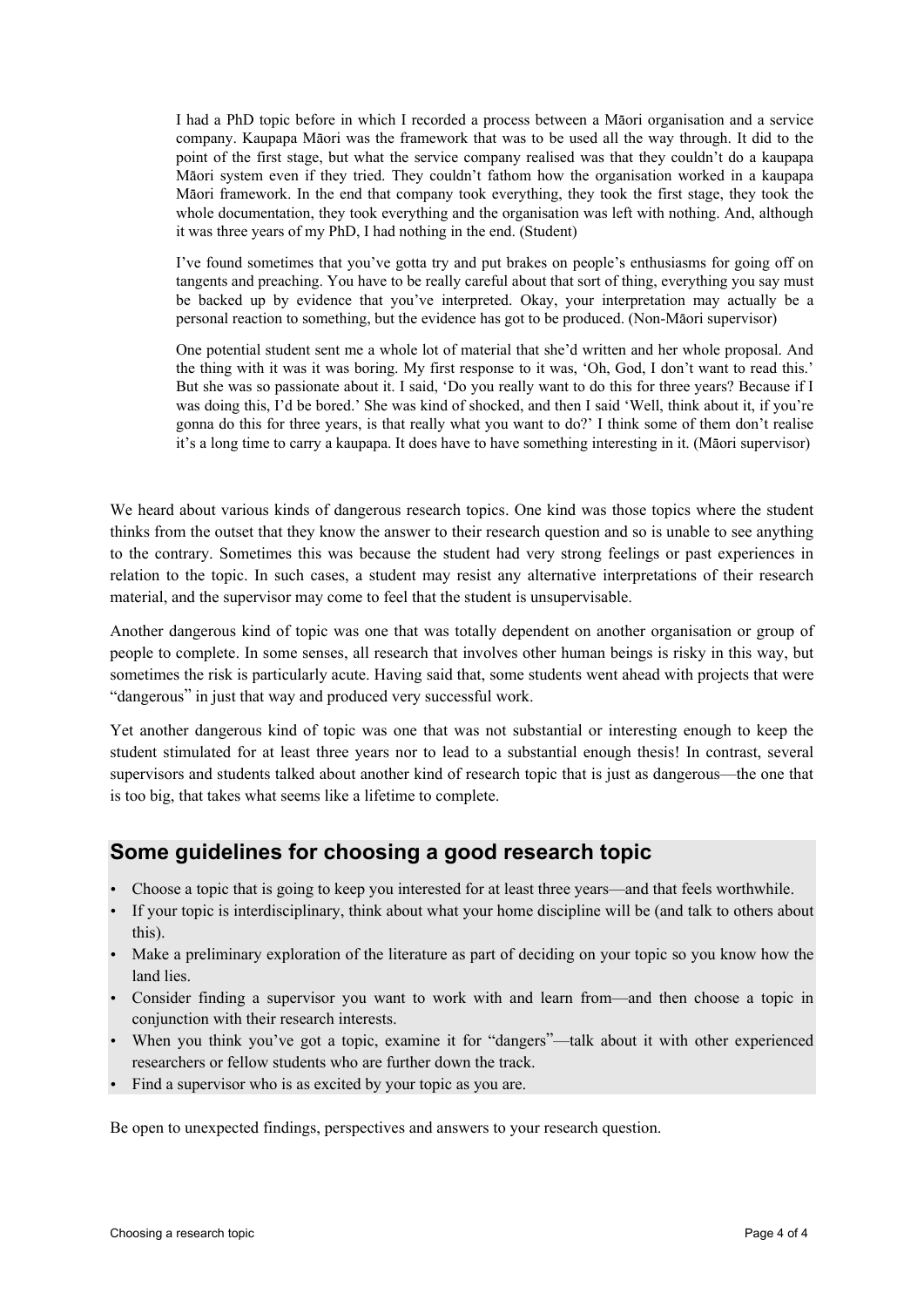> I had a PhD topic before in which I recorded a process between a Māori organisation and a service company. Kaupapa Māori was the framework that was to be used all the way through. It did to the point of the first stage, but what the service company realised was that they couldn't do a kaupapa Māori system even if they tried. They couldn't fathom how the organisation worked in a kaupapa Māori framework. In the end that company took everything, they took the first stage, they took the whole documentation, they took everything and the organisation was left with nothing. And, although it was three years of my PhD, I had nothing in the end. (Student)

> I've found sometimes that you've gotta try and put brakes on people's enthusiasms for going off on tangents and preaching. You have to be really careful about that sort of thing, everything you say must be backed up by evidence that you've interpreted. Okay, your interpretation may actually be a personal reaction to something, but the evidence has got to be produced. (Non-Māori supervisor)

> One potential student sent me a whole lot of material that she'd written and her whole proposal. And the thing with it was it was boring. My first response to it was, 'Oh, God, I don't want to read this.' But she was so passionate about it. I said, 'Do you really want to do this for three years? Because if I was doing this, I'd be bored.' She was kind of shocked, and then I said 'Well, think about it, if you're gonna do this for three years, is that really what you want to do?' I think some of them don't realise it's a long time to carry a kaupapa. It does have to have something interesting in it. (Māori supervisor)

We heard about various kinds of dangerous research topics. One kind was those topics where the student thinks from the outset that they know the answer to their research question and so is unable to see anything to the contrary. Sometimes this was because the student had very strong feelings or past experiences in relation to the topic. In such cases, a student may resist any alternative interpretations of their research material, and the supervisor may come to feel that the student is unsupervisable.

Another dangerous kind of topic was one that was totally dependent on another organisation or group of people to complete. In some senses, all research that involves other human beings is risky in this way, but sometimes the risk is particularly acute. Having said that, some students went ahead with projects that were "dangerous" in just that way and produced very successful work.

Yet another dangerous kind of topic was one that was not substantial or interesting enough to keep the student stimulated for at least three years nor to lead to a substantial enough thesis! In contrast, several supervisors and students talked about another kind of research topic that is just as dangerous—the one that is too big, that takes what seems like a lifetime to complete.

## Some guidelines for choosing a good research topic

- Choose a topic that is going to keep you interested for at least three years—and that feels worthwhile.
- If your topic is interdisciplinary, think about what your home discipline will be (and talk to others about this).
- Make a preliminary exploration of the literature as part of deciding on your topic so you know how the land lies.
- Consider finding a supervisor you want to work with and learn from—and then choose a topic in conjunction with their research interests.
- When you think you've got a topic, examine it for "dangers"—talk about it with other experienced researchers or fellow students who are further down the track.
- Find a supervisor who is as excited by your topic as you are.

Be open to unexpected findings, perspectives and answers to your research question.